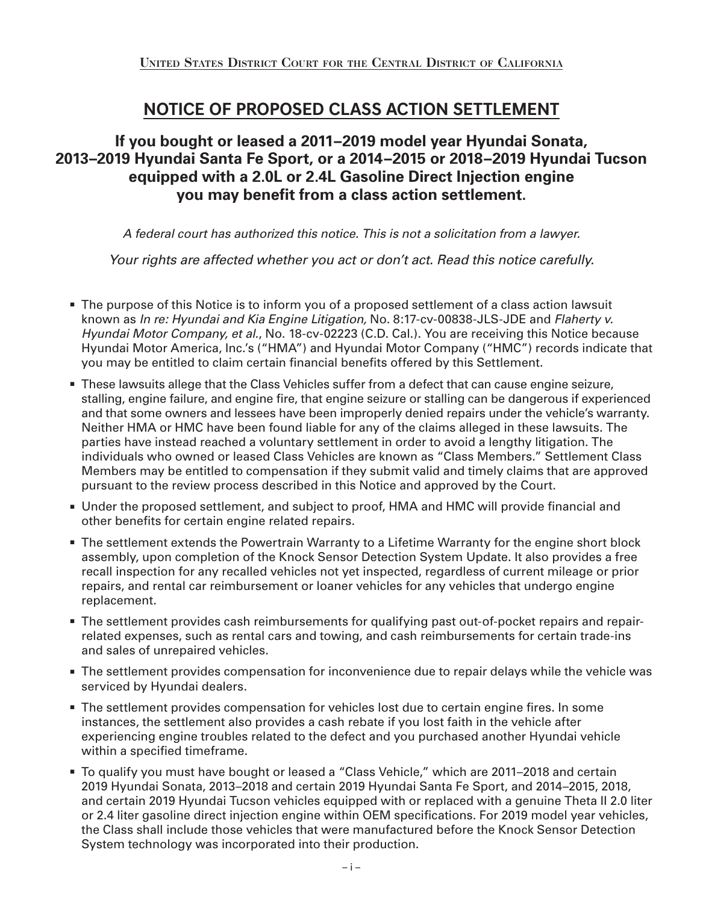United States District Court for the Central District of California

# NOTICE OF PROPOSED CLASS ACTION SETTLEMENT

## If you bought or leased a 2011–2019 model year Hyundai Sonata, 2013–2019 Hyundai Santa Fe Sport, or a 2014–2015 or 2018–2019 Hyundai Tucson equipped with a 2.0L or 2.4L Gasoline Direct Injection engine you may benefit from a class action settlement.

*A federal court has authorized this notice. This is not a solicitation from a lawyer.*

*Your rights are affected whether you act or don't act. Read this notice carefully.*

- The purpose of this Notice is to inform you of a proposed settlement of a class action lawsuit known as *In re: Hyundai and Kia Engine Litigation,* No. 8:17-cv-00838-JLS-JDE and *Flaherty v. Hyundai Motor Company, et al.*, No. 18-cv-02223 (C.D. Cal.). You are receiving this Notice because Hyundai Motor America, Inc.'s ("HMA") and Hyundai Motor Company ("HMC") records indicate that you may be entitled to claim certain financial benefits offered by this Settlement.
- These lawsuits allege that the Class Vehicles suffer from a defect that can cause engine seizure, stalling, engine failure, and engine fire, that engine seizure or stalling can be dangerous if experienced and that some owners and lessees have been improperly denied repairs under the vehicle's warranty. Neither HMA or HMC have been found liable for any of the claims alleged in these lawsuits. The parties have instead reached a voluntary settlement in order to avoid a lengthy litigation. The individuals who owned or leased Class Vehicles are known as "Class Members." Settlement Class Members may be entitled to compensation if they submit valid and timely claims that are approved pursuant to the review process described in this Notice and approved by the Court.
- Under the proposed settlement, and subject to proof, HMA and HMC will provide financial and other benefits for certain engine related repairs.
- The settlement extends the Powertrain Warranty to a Lifetime Warranty for the engine short block assembly, upon completion of the Knock Sensor Detection System Update. It also provides a free recall inspection for any recalled vehicles not yet inspected, regardless of current mileage or prior repairs, and rental car reimbursement or loaner vehicles for any vehicles that undergo engine replacement.
- The settlement provides cash reimbursements for qualifying past out-of-pocket repairs and repair-related expenses, such as rental cars and towing, and cash reimbursements for certain trade-ins and sales of unrepaired vehicles.
- The settlement provides compensation for inconvenience due to repair delays while the vehicle was serviced by Hyundai dealers.
- The settlement provides compensation for vehicles lost due to certain engine fires. In some instances, the settlement also provides a cash rebate if you lost faith in the vehicle after experiencing engine troubles related to the defect and you purchased another Hyundai vehicle within a specified timeframe.
- To qualify you must have bought or leased a "Class Vehicle," which are 2011–2018 and certain 2019 Hyundai Sonata, 2013–2018 and certain 2019 Hyundai Santa Fe Sport, and 2014–2015, 2018, and certain 2019 Hyundai Tucson vehicles equipped with or replaced with a genuine Theta II 2.0 liter or 2.4 liter gasoline direct injection engine within OEM specifications. For 2019 model year vehicles, the Class shall include those vehicles that were manufactured before the Knock Sensor Detection System technology was incorporated into their production.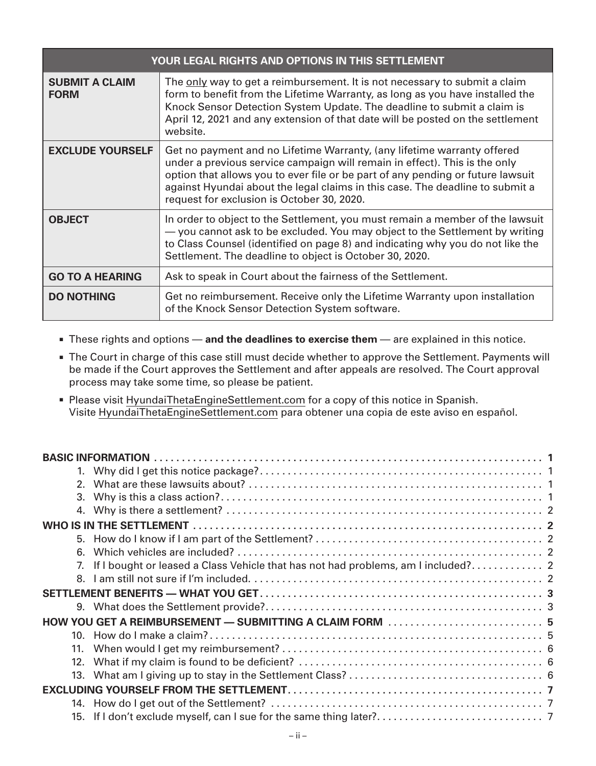| YOUR LEGAL RIGHTS AND OPTIONS IN THIS SETTLEMENT | |
|---|---|
| **SUBMIT A CLAIM FORM** | The only way to get a reimbursement. It is not necessary to submit a claim form to benefit from the Lifetime Warranty, as long as you have installed the Knock Sensor Detection System Update. The deadline to submit a claim is April 12, 2021 and any extension of that date will be posted on the settlement website. |
| **EXCLUDE YOURSELF** | Get no payment and no Lifetime Warranty, (any lifetime warranty offered under a previous service campaign will remain in effect). This is the only option that allows you to ever file or be part of any pending or future lawsuit against Hyundai about the legal claims in this case. The deadline to submit a request for exclusion is October 30, 2020. |
| **OBJECT** | In order to object to the Settlement, you must remain a member of the lawsuit — you cannot ask to be excluded. You may object to the Settlement by writing to Class Counsel (identified on page 8) and indicating why you do not like the Settlement. The deadline to object is October 30, 2020. |
| **GO TO A HEARING** | Ask to speak in Court about the fairness of the Settlement. |
| **DO NOTHING** | Get no reimbursement. Receive only the Lifetime Warranty upon installation of the Knock Sensor Detection System software. |

- These rights and options — **and the deadlines to exercise them** — are explained in this notice.
- The Court in charge of this case still must decide whether to approve the Settlement. Payments will be made if the Court approves the Settlement and after appeals are resolved. The Court approval process may take some time, so please be patient.
- Please visit HyundaiThetaEngineSettlement.com for a copy of this notice in Spanish. Visite HyundaiThetaEngineSettlement.com para obtener una copia de este aviso en español.

**BASIC INFORMATION** .......... **1**
1. Why did I get this notice package? .......... 1
2. What are these lawsuits about? .......... 1
3. Why is this a class action? .......... 1
4. Why is there a settlement? .......... 2

**WHO IS IN THE SETTLEMENT** .......... **2**

5. How do I know if I am part of the Settlement? .......... 2
6. Which vehicles are included? .......... 2
7. If I bought or leased a Class Vehicle that has not had problems, am I included? .......... 2
8. I am still not sure if I'm included. .......... 2

**SETTLEMENT BENEFITS — WHAT YOU GET** .......... **3**

9. What does the Settlement provide? .......... 3

**HOW YOU GET A REIMBURSEMENT — SUBMITTING A CLAIM FORM** .......... **5**

10. How do I make a claim? .......... 5
11. When would I get my reimbursement? .......... 6
12. What if my claim is found to be deficient? .......... 6
13. What am I giving up to stay in the Settlement Class? .......... 6

**EXCLUDING YOURSELF FROM THE SETTLEMENT** .......... **7**

14. How do I get out of the Settlement? .......... 7
15. If I don't exclude myself, can I sue for the same thing later? .......... 7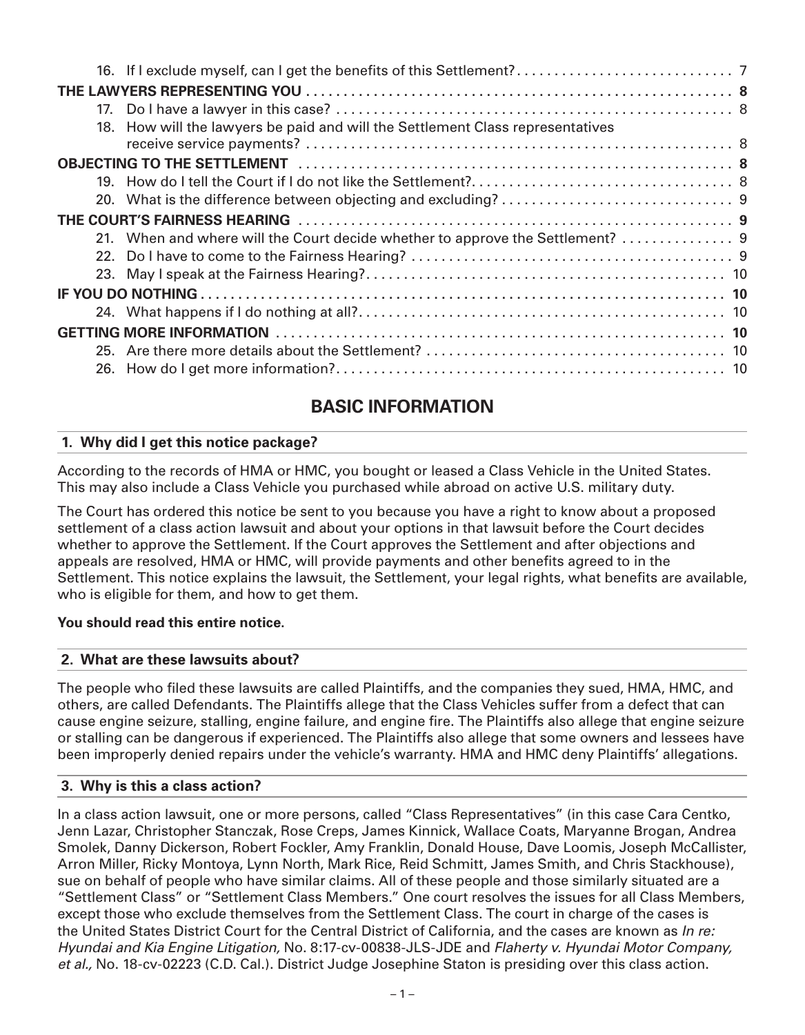16. If I exclude myself, can I get the benefits of this Settlement? ............................. 7

**THE LAWYERS REPRESENTING YOU** ......................................................... **8**

17. Do I have a lawyer in this case? ..................................................... 8
18. How will the lawyers be paid and will the Settlement Class representatives receive service payments? ......................................................... 8

**OBJECTING TO THE SETTLEMENT** ......................................................... **8**

19. How do I tell the Court if I do not like the Settlement? ................................... 8
20. What is the difference between objecting and excluding? ............................... 9

**THE COURT'S FAIRNESS HEARING** ......................................................... **9**

21. When and where will the Court decide whether to approve the Settlement? ............... 9
22. Do I have to come to the Fairness Hearing? ........................................... 9
23. May I speak at the Fairness Hearing? ................................................ 10

**IF YOU DO NOTHING** ..................................................................... **10**

24. What happens if I do nothing at all? ................................................. 10

**GETTING MORE INFORMATION** ............................................................ **10**

25. Are there more details about the Settlement? ........................................ 10
26. How do I get more information? ..................................................... 10

## BASIC INFORMATION

### 1. Why did I get this notice package?

According to the records of HMA or HMC, you bought or leased a Class Vehicle in the United States. This may also include a Class Vehicle you purchased while abroad on active U.S. military duty.

The Court has ordered this notice be sent to you because you have a right to know about a proposed settlement of a class action lawsuit and about your options in that lawsuit before the Court decides whether to approve the Settlement. If the Court approves the Settlement and after objections and appeals are resolved, HMA or HMC, will provide payments and other benefits agreed to in the Settlement. This notice explains the lawsuit, the Settlement, your legal rights, what benefits are available, who is eligible for them, and how to get them.

**You should read this entire notice.**

### 2. What are these lawsuits about?

The people who filed these lawsuits are called Plaintiffs, and the companies they sued, HMA, HMC, and others, are called Defendants. The Plaintiffs allege that the Class Vehicles suffer from a defect that can cause engine seizure, stalling, engine failure, and engine fire. The Plaintiffs also allege that engine seizure or stalling can be dangerous if experienced. The Plaintiffs also allege that some owners and lessees have been improperly denied repairs under the vehicle's warranty. HMA and HMC deny Plaintiffs' allegations.

### 3. Why is this a class action?

In a class action lawsuit, one or more persons, called "Class Representatives" (in this case Cara Centko, Jenn Lazar, Christopher Stanczak, Rose Creps, James Kinnick, Wallace Coats, Maryanne Brogan, Andrea Smolek, Danny Dickerson, Robert Fockler, Amy Franklin, Donald House, Dave Loomis, Joseph McCallister, Arron Miller, Ricky Montoya, Lynn North, Mark Rice, Reid Schmitt, James Smith, and Chris Stackhouse), sue on behalf of people who have similar claims. All of these people and those similarly situated are a "Settlement Class" or "Settlement Class Members." One court resolves the issues for all Class Members, except those who exclude themselves from the Settlement Class. The court in charge of the cases is the United States District Court for the Central District of California, and the cases are known as *In re: Hyundai and Kia Engine Litigation,* No. 8:17-cv-00838-JLS-JDE and *Flaherty v. Hyundai Motor Company, et al.,* No. 18-cv-02223 (C.D. Cal.). District Judge Josephine Staton is presiding over this class action.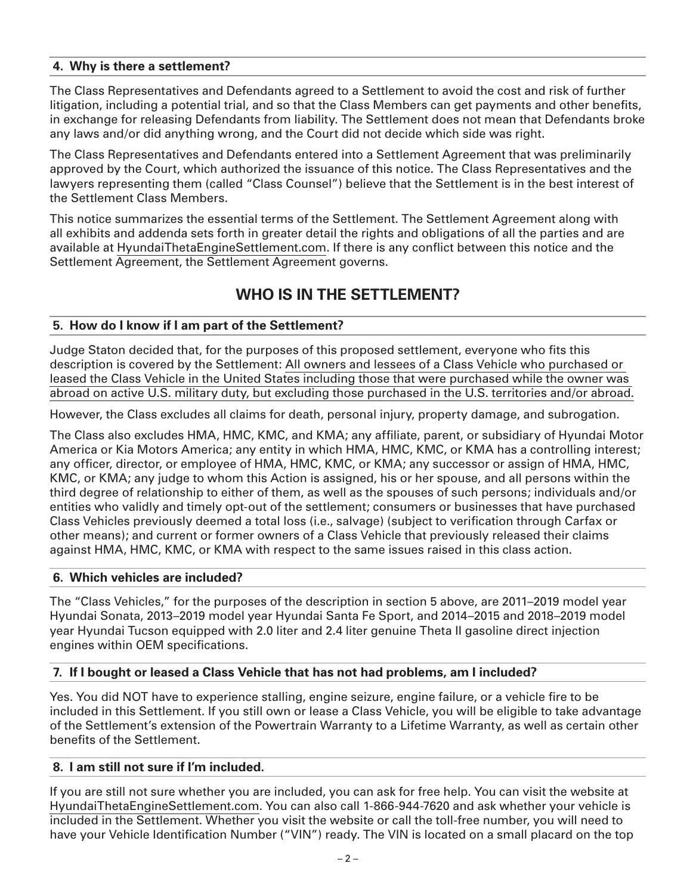### 4. Why is there a settlement?

The Class Representatives and Defendants agreed to a Settlement to avoid the cost and risk of further litigation, including a potential trial, and so that the Class Members can get payments and other benefits, in exchange for releasing Defendants from liability. The Settlement does not mean that Defendants broke any laws and/or did anything wrong, and the Court did not decide which side was right.

The Class Representatives and Defendants entered into a Settlement Agreement that was preliminarily approved by the Court, which authorized the issuance of this notice. The Class Representatives and the lawyers representing them (called "Class Counsel") believe that the Settlement is in the best interest of the Settlement Class Members.

This notice summarizes the essential terms of the Settlement. The Settlement Agreement along with all exhibits and addenda sets forth in greater detail the rights and obligations of all the parties and are available at HyundaiThetaEngineSettlement.com. If there is any conflict between this notice and the Settlement Agreement, the Settlement Agreement governs.

## WHO IS IN THE SETTLEMENT?

### 5. How do I know if I am part of the Settlement?

Judge Staton decided that, for the purposes of this proposed settlement, everyone who fits this description is covered by the Settlement: All owners and lessees of a Class Vehicle who purchased or leased the Class Vehicle in the United States including those that were purchased while the owner was abroad on active U.S. military duty, but excluding those purchased in the U.S. territories and/or abroad.

However, the Class excludes all claims for death, personal injury, property damage, and subrogation.

The Class also excludes HMA, HMC, KMC, and KMA; any affiliate, parent, or subsidiary of Hyundai Motor America or Kia Motors America; any entity in which HMA, HMC, KMC, or KMA has a controlling interest; any officer, director, or employee of HMA, HMC, KMC, or KMA; any successor or assign of HMA, HMC, KMC, or KMA; any judge to whom this Action is assigned, his or her spouse, and all persons within the third degree of relationship to either of them, as well as the spouses of such persons; individuals and/or entities who validly and timely opt-out of the settlement; consumers or businesses that have purchased Class Vehicles previously deemed a total loss (i.e., salvage) (subject to verification through Carfax or other means); and current or former owners of a Class Vehicle that previously released their claims against HMA, HMC, KMC, or KMA with respect to the same issues raised in this class action.

### 6. Which vehicles are included?

The "Class Vehicles," for the purposes of the description in section 5 above, are 2011–2019 model year Hyundai Sonata, 2013–2019 model year Hyundai Santa Fe Sport, and 2014–2015 and 2018–2019 model year Hyundai Tucson equipped with 2.0 liter and 2.4 liter genuine Theta II gasoline direct injection engines within OEM specifications.

### 7. If I bought or leased a Class Vehicle that has not had problems, am I included?

Yes. You did NOT have to experience stalling, engine seizure, engine failure, or a vehicle fire to be included in this Settlement. If you still own or lease a Class Vehicle, you will be eligible to take advantage of the Settlement's extension of the Powertrain Warranty to a Lifetime Warranty, as well as certain other benefits of the Settlement.

### 8. I am still not sure if I'm included.

If you are still not sure whether you are included, you can ask for free help. You can visit the website at HyundaiThetaEngineSettlement.com. You can also call 1-866-944-7620 and ask whether your vehicle is included in the Settlement. Whether you visit the website or call the toll-free number, you will need to have your Vehicle Identification Number ("VIN") ready. The VIN is located on a small placard on the top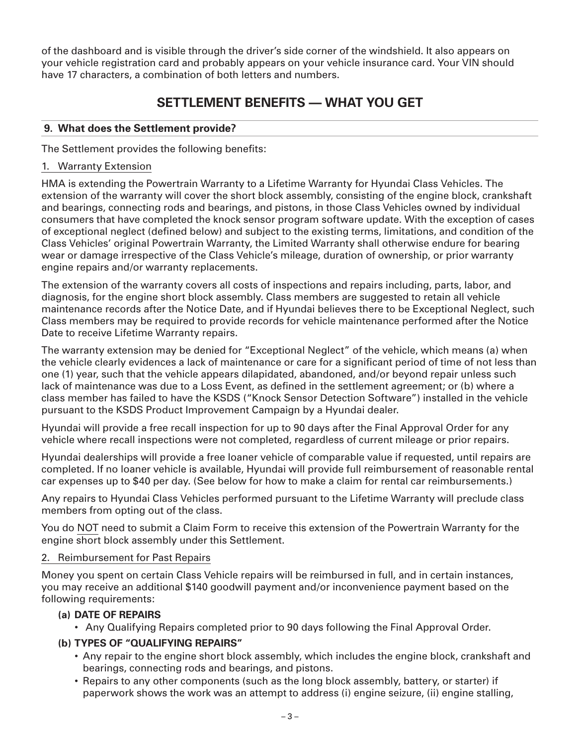of the dashboard and is visible through the driver's side corner of the windshield. It also appears on your vehicle registration card and probably appears on your vehicle insurance card. Your VIN should have 17 characters, a combination of both letters and numbers.

## SETTLEMENT BENEFITS — WHAT YOU GET

### 9. What does the Settlement provide?

The Settlement provides the following benefits:

1. Warranty Extension

HMA is extending the Powertrain Warranty to a Lifetime Warranty for Hyundai Class Vehicles. The extension of the warranty will cover the short block assembly, consisting of the engine block, crankshaft and bearings, connecting rods and bearings, and pistons, in those Class Vehicles owned by individual consumers that have completed the knock sensor program software update. With the exception of cases of exceptional neglect (defined below) and subject to the existing terms, limitations, and condition of the Class Vehicles' original Powertrain Warranty, the Limited Warranty shall otherwise endure for bearing wear or damage irrespective of the Class Vehicle's mileage, duration of ownership, or prior warranty engine repairs and/or warranty replacements.

The extension of the warranty covers all costs of inspections and repairs including, parts, labor, and diagnosis, for the engine short block assembly. Class members are suggested to retain all vehicle maintenance records after the Notice Date, and if Hyundai believes there to be Exceptional Neglect, such Class members may be required to provide records for vehicle maintenance performed after the Notice Date to receive Lifetime Warranty repairs.

The warranty extension may be denied for "Exceptional Neglect" of the vehicle, which means (a) when the vehicle clearly evidences a lack of maintenance or care for a significant period of time of not less than one (1) year, such that the vehicle appears dilapidated, abandoned, and/or beyond repair unless such lack of maintenance was due to a Loss Event, as defined in the settlement agreement; or (b) where a class member has failed to have the KSDS ("Knock Sensor Detection Software") installed in the vehicle pursuant to the KSDS Product Improvement Campaign by a Hyundai dealer.

Hyundai will provide a free recall inspection for up to 90 days after the Final Approval Order for any vehicle where recall inspections were not completed, regardless of current mileage or prior repairs.

Hyundai dealerships will provide a free loaner vehicle of comparable value if requested, until repairs are completed. If no loaner vehicle is available, Hyundai will provide full reimbursement of reasonable rental car expenses up to $40 per day. (See below for how to make a claim for rental car reimbursements.)

Any repairs to Hyundai Class Vehicles performed pursuant to the Lifetime Warranty will preclude class members from opting out of the class.

You do NOT need to submit a Claim Form to receive this extension of the Powertrain Warranty for the engine short block assembly under this Settlement.

2. Reimbursement for Past Repairs

Money you spent on certain Class Vehicle repairs will be reimbursed in full, and in certain instances, you may receive an additional $140 goodwill payment and/or inconvenience payment based on the following requirements:

**(a) DATE OF REPAIRS**

- Any Qualifying Repairs completed prior to 90 days following the Final Approval Order.

**(b) TYPES OF "QUALIFYING REPAIRS"**

- Any repair to the engine short block assembly, which includes the engine block, crankshaft and bearings, connecting rods and bearings, and pistons.
- Repairs to any other components (such as the long block assembly, battery, or starter) if paperwork shows the work was an attempt to address (i) engine seizure, (ii) engine stalling,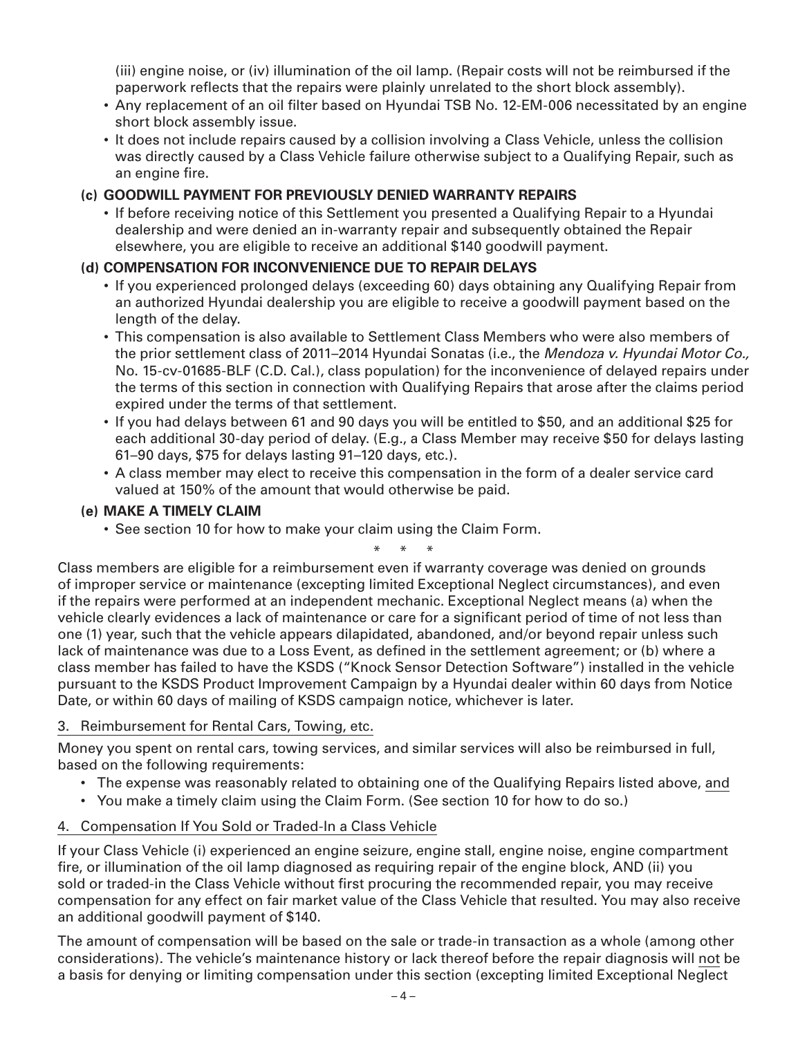(iii) engine noise, or (iv) illumination of the oil lamp. (Repair costs will not be reimbursed if the paperwork reflects that the repairs were plainly unrelated to the short block assembly).

- Any replacement of an oil filter based on Hyundai TSB No. 12-EM-006 necessitated by an engine short block assembly issue.
- It does not include repairs caused by a collision involving a Class Vehicle, unless the collision was directly caused by a Class Vehicle failure otherwise subject to a Qualifying Repair, such as an engine fire.

**(c) GOODWILL PAYMENT FOR PREVIOUSLY DENIED WARRANTY REPAIRS**

- If before receiving notice of this Settlement you presented a Qualifying Repair to a Hyundai dealership and were denied an in-warranty repair and subsequently obtained the Repair elsewhere, you are eligible to receive an additional $140 goodwill payment.

**(d) COMPENSATION FOR INCONVENIENCE DUE TO REPAIR DELAYS**

- If you experienced prolonged delays (exceeding 60) days obtaining any Qualifying Repair from an authorized Hyundai dealership you are eligible to receive a goodwill payment based on the length of the delay.
- This compensation is also available to Settlement Class Members who were also members of the prior settlement class of 2011–2014 Hyundai Sonatas (i.e., the *Mendoza v. Hyundai Motor Co.,* No. 15-cv-01685-BLF (C.D. Cal.), class population) for the inconvenience of delayed repairs under the terms of this section in connection with Qualifying Repairs that arose after the claims period expired under the terms of that settlement.
- If you had delays between 61 and 90 days you will be entitled to $50, and an additional $25 for each additional 30-day period of delay. (E.g., a Class Member may receive $50 for delays lasting 61–90 days, $75 for delays lasting 91–120 days, etc.).
- A class member may elect to receive this compensation in the form of a dealer service card valued at 150% of the amount that would otherwise be paid.

**(e) MAKE A TIMELY CLAIM**

- See section 10 for how to make your claim using the Claim Form.

\* \* \*

Class members are eligible for a reimbursement even if warranty coverage was denied on grounds of improper service or maintenance (excepting limited Exceptional Neglect circumstances), and even if the repairs were performed at an independent mechanic. Exceptional Neglect means (a) when the vehicle clearly evidences a lack of maintenance or care for a significant period of time of not less than one (1) year, such that the vehicle appears dilapidated, abandoned, and/or beyond repair unless such lack of maintenance was due to a Loss Event, as defined in the settlement agreement; or (b) where a class member has failed to have the KSDS ("Knock Sensor Detection Software") installed in the vehicle pursuant to the KSDS Product Improvement Campaign by a Hyundai dealer within 60 days from Notice Date, or within 60 days of mailing of KSDS campaign notice, whichever is later.

## 3. Reimbursement for Rental Cars, Towing, etc.

Money you spent on rental cars, towing services, and similar services will also be reimbursed in full, based on the following requirements:

- The expense was reasonably related to obtaining one of the Qualifying Repairs listed above, <u>and</u>
- You make a timely claim using the Claim Form. (See section 10 for how to do so.)

## 4. Compensation If You Sold or Traded-In a Class Vehicle

If your Class Vehicle (i) experienced an engine seizure, engine stall, engine noise, engine compartment fire, or illumination of the oil lamp diagnosed as requiring repair of the engine block, AND (ii) you sold or traded-in the Class Vehicle without first procuring the recommended repair, you may receive compensation for any effect on fair market value of the Class Vehicle that resulted. You may also receive an additional goodwill payment of $140.

The amount of compensation will be based on the sale or trade-in transaction as a whole (among other considerations). The vehicle's maintenance history or lack thereof before the repair diagnosis will <u>not</u> be a basis for denying or limiting compensation under this section (excepting limited Exceptional Neglect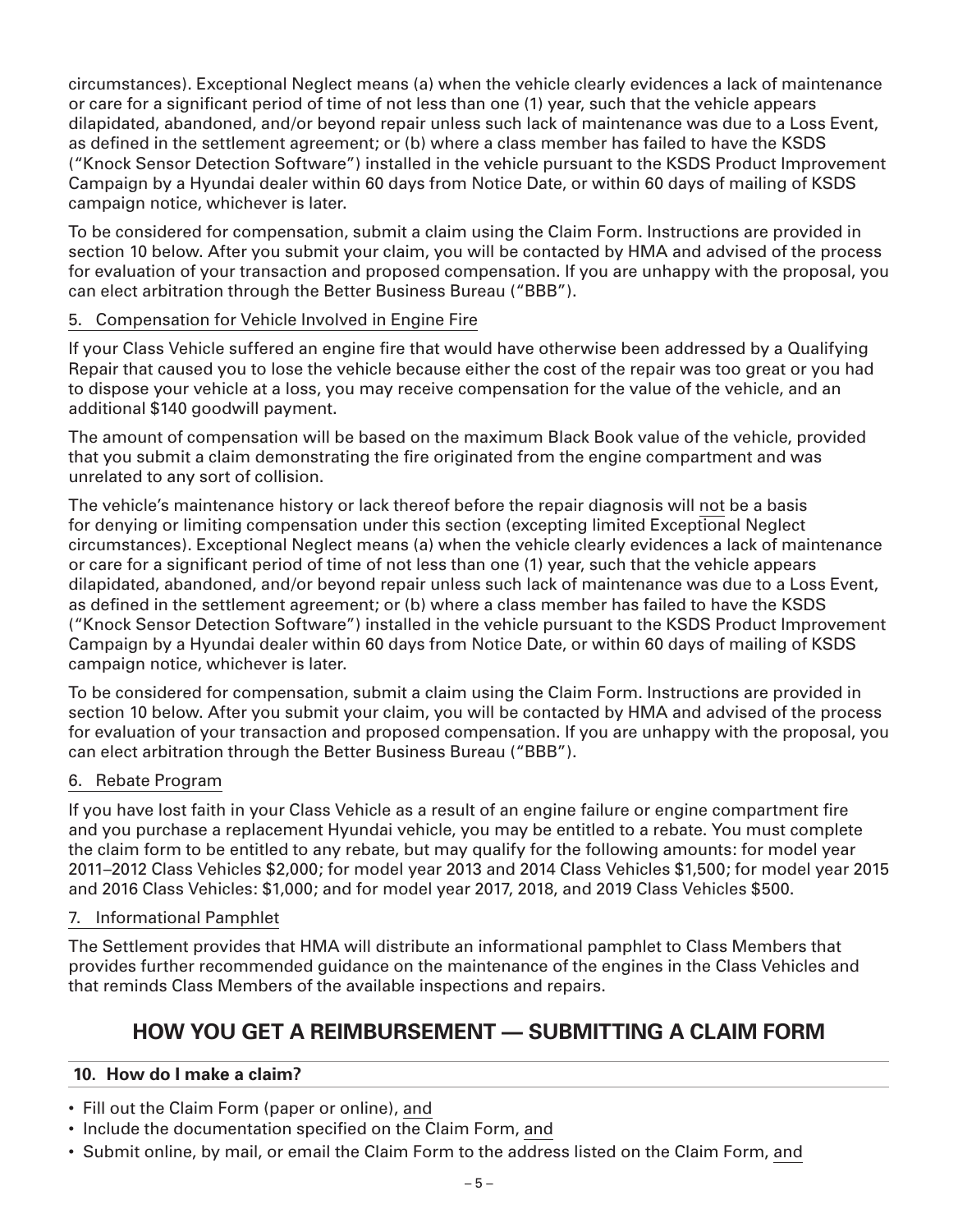circumstances). Exceptional Neglect means (a) when the vehicle clearly evidences a lack of maintenance or care for a significant period of time of not less than one (1) year, such that the vehicle appears dilapidated, abandoned, and/or beyond repair unless such lack of maintenance was due to a Loss Event, as defined in the settlement agreement; or (b) where a class member has failed to have the KSDS ("Knock Sensor Detection Software") installed in the vehicle pursuant to the KSDS Product Improvement Campaign by a Hyundai dealer within 60 days from Notice Date, or within 60 days of mailing of KSDS campaign notice, whichever is later.

To be considered for compensation, submit a claim using the Claim Form. Instructions are provided in section 10 below. After you submit your claim, you will be contacted by HMA and advised of the process for evaluation of your transaction and proposed compensation. If you are unhappy with the proposal, you can elect arbitration through the Better Business Bureau ("BBB").

5. Compensation for Vehicle Involved in Engine Fire

If your Class Vehicle suffered an engine fire that would have otherwise been addressed by a Qualifying Repair that caused you to lose the vehicle because either the cost of the repair was too great or you had to dispose your vehicle at a loss, you may receive compensation for the value of the vehicle, and an additional $140 goodwill payment.

The amount of compensation will be based on the maximum Black Book value of the vehicle, provided that you submit a claim demonstrating the fire originated from the engine compartment and was unrelated to any sort of collision.

The vehicle's maintenance history or lack thereof before the repair diagnosis will not be a basis for denying or limiting compensation under this section (excepting limited Exceptional Neglect circumstances). Exceptional Neglect means (a) when the vehicle clearly evidences a lack of maintenance or care for a significant period of time of not less than one (1) year, such that the vehicle appears dilapidated, abandoned, and/or beyond repair unless such lack of maintenance was due to a Loss Event, as defined in the settlement agreement; or (b) where a class member has failed to have the KSDS ("Knock Sensor Detection Software") installed in the vehicle pursuant to the KSDS Product Improvement Campaign by a Hyundai dealer within 60 days from Notice Date, or within 60 days of mailing of KSDS campaign notice, whichever is later.

To be considered for compensation, submit a claim using the Claim Form. Instructions are provided in section 10 below. After you submit your claim, you will be contacted by HMA and advised of the process for evaluation of your transaction and proposed compensation. If you are unhappy with the proposal, you can elect arbitration through the Better Business Bureau ("BBB").

6. Rebate Program

If you have lost faith in your Class Vehicle as a result of an engine failure or engine compartment fire and you purchase a replacement Hyundai vehicle, you may be entitled to a rebate. You must complete the claim form to be entitled to any rebate, but may qualify for the following amounts: for model year 2011–2012 Class Vehicles $2,000; for model year 2013 and 2014 Class Vehicles $1,500; for model year 2015 and 2016 Class Vehicles: $1,000; and for model year 2017, 2018, and 2019 Class Vehicles $500.

7. Informational Pamphlet

The Settlement provides that HMA will distribute an informational pamphlet to Class Members that provides further recommended guidance on the maintenance of the engines in the Class Vehicles and that reminds Class Members of the available inspections and repairs.

## HOW YOU GET A REIMBURSEMENT — SUBMITTING A CLAIM FORM

### 10. How do I make a claim?

- Fill out the Claim Form (paper or online), and
- Include the documentation specified on the Claim Form, and
- Submit online, by mail, or email the Claim Form to the address listed on the Claim Form, and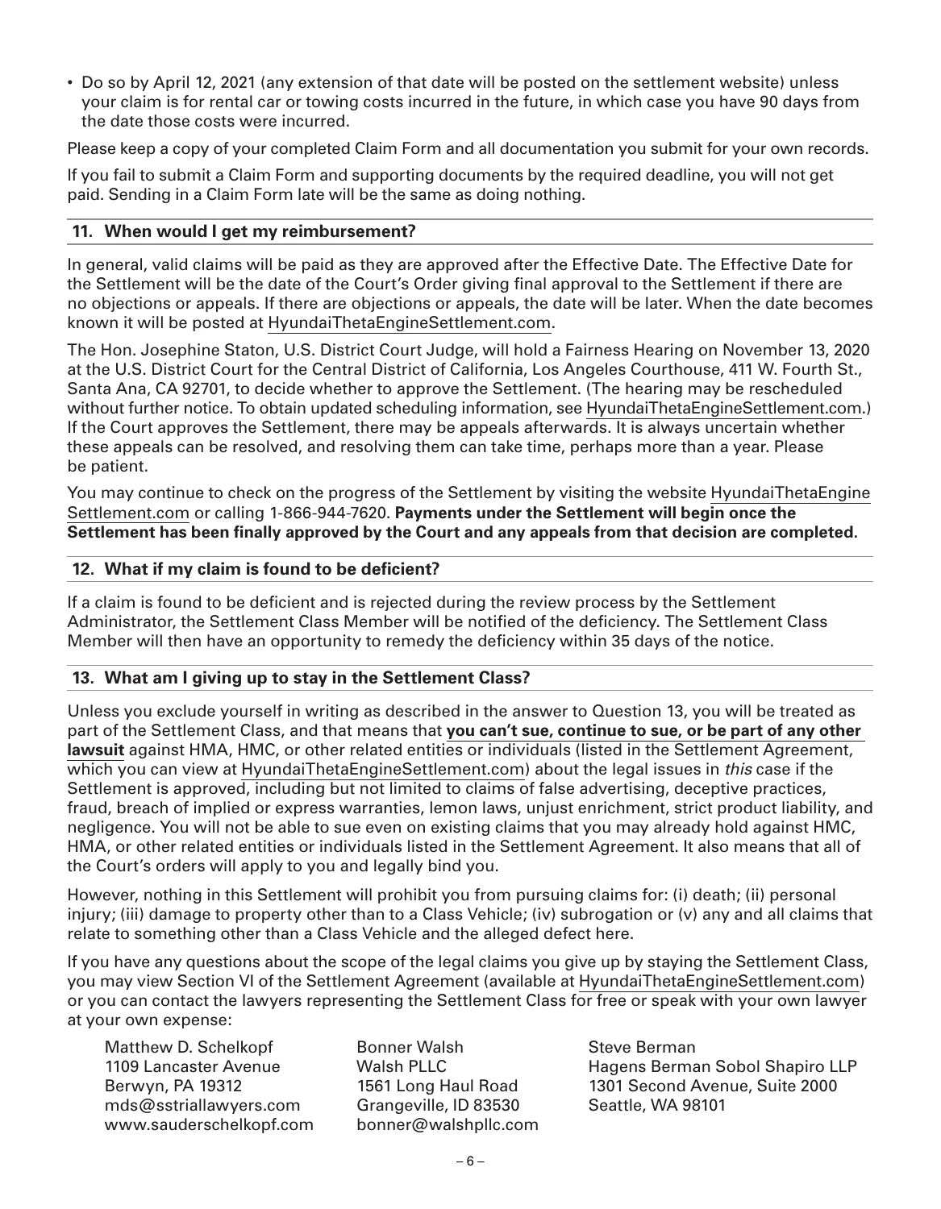- Do so by April 12, 2021 (any extension of that date will be posted on the settlement website) unless your claim is for rental car or towing costs incurred in the future, in which case you have 90 days from the date those costs were incurred.

Please keep a copy of your completed Claim Form and all documentation you submit for your own records.

If you fail to submit a Claim Form and supporting documents by the required deadline, you will not get paid. Sending in a Claim Form late will be the same as doing nothing.

### 11. When would I get my reimbursement?

In general, valid claims will be paid as they are approved after the Effective Date. The Effective Date for the Settlement will be the date of the Court's Order giving final approval to the Settlement if there are no objections or appeals. If there are objections or appeals, the date will be later. When the date becomes known it will be posted at HyundaiThetaEngineSettlement.com.

The Hon. Josephine Staton, U.S. District Court Judge, will hold a Fairness Hearing on November 13, 2020 at the U.S. District Court for the Central District of California, Los Angeles Courthouse, 411 W. Fourth St., Santa Ana, CA 92701, to decide whether to approve the Settlement. (The hearing may be rescheduled without further notice. To obtain updated scheduling information, see HyundaiThetaEngineSettlement.com.) If the Court approves the Settlement, there may be appeals afterwards. It is always uncertain whether these appeals can be resolved, and resolving them can take time, perhaps more than a year. Please be patient.

You may continue to check on the progress of the Settlement by visiting the website HyundaiThetaEngineSettlement.com or calling 1-866-944-7620. **Payments under the Settlement will begin once the Settlement has been finally approved by the Court and any appeals from that decision are completed.**

### 12. What if my claim is found to be deficient?

If a claim is found to be deficient and is rejected during the review process by the Settlement Administrator, the Settlement Class Member will be notified of the deficiency. The Settlement Class Member will then have an opportunity to remedy the deficiency within 35 days of the notice.

### 13. What am I giving up to stay in the Settlement Class?

Unless you exclude yourself in writing as described in the answer to Question 13, you will be treated as part of the Settlement Class, and that means that **you can't sue, continue to sue, or be part of any other lawsuit** against HMA, HMC, or other related entities or individuals (listed in the Settlement Agreement, which you can view at HyundaiThetaEngineSettlement.com) about the legal issues in *this* case if the Settlement is approved, including but not limited to claims of false advertising, deceptive practices, fraud, breach of implied or express warranties, lemon laws, unjust enrichment, strict product liability, and negligence. You will not be able to sue even on existing claims that you may already hold against HMC, HMA, or other related entities or individuals listed in the Settlement Agreement. It also means that all of the Court's orders will apply to you and legally bind you.

However, nothing in this Settlement will prohibit you from pursuing claims for: (i) death; (ii) personal injury; (iii) damage to property other than to a Class Vehicle; (iv) subrogation or (v) any and all claims that relate to something other than a Class Vehicle and the alleged defect here.

If you have any questions about the scope of the legal claims you give up by staying the Settlement Class, you may view Section VI of the Settlement Agreement (available at HyundaiThetaEngineSettlement.com) or you can contact the lawyers representing the Settlement Class for free or speak with your own lawyer at your own expense:

Matthew D. Schelkopf
1109 Lancaster Avenue
Berwyn, PA 19312
mds@sstriallawyers.com
www.sauderschelkopf.com

Bonner Walsh
Walsh PLLC
1561 Long Haul Road
Grangeville, ID 83530
bonner@walshpllc.com

Steve Berman
Hagens Berman Sobol Shapiro LLP
1301 Second Avenue, Suite 2000
Seattle, WA 98101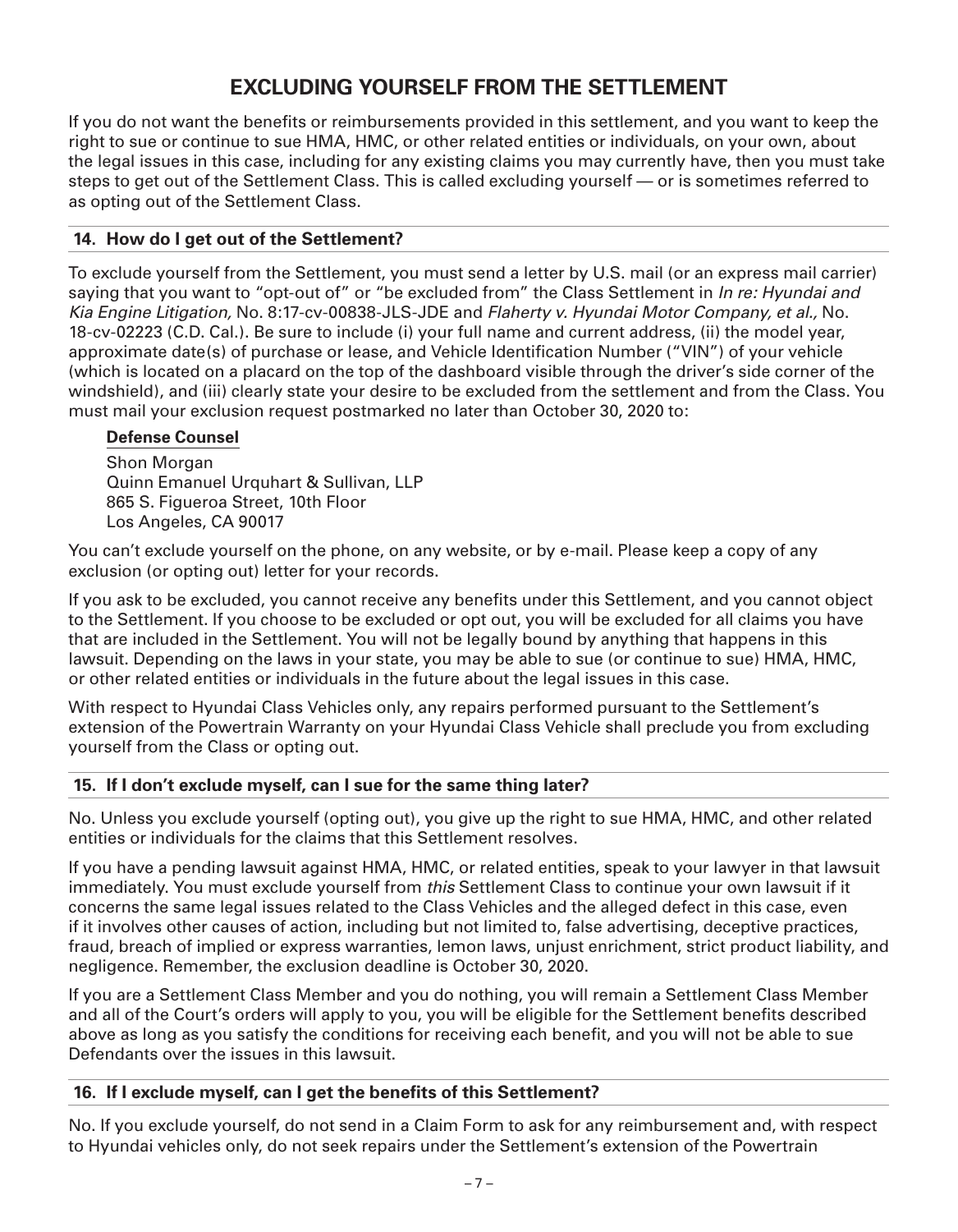# EXCLUDING YOURSELF FROM THE SETTLEMENT

If you do not want the benefits or reimbursements provided in this settlement, and you want to keep the right to sue or continue to sue HMA, HMC, or other related entities or individuals, on your own, about the legal issues in this case, including for any existing claims you may currently have, then you must take steps to get out of the Settlement Class. This is called excluding yourself — or is sometimes referred to as opting out of the Settlement Class.

### 14. How do I get out of the Settlement?

To exclude yourself from the Settlement, you must send a letter by U.S. mail (or an express mail carrier) saying that you want to "opt-out of" or "be excluded from" the Class Settlement in *In re: Hyundai and Kia Engine Litigation,* No. 8:17-cv-00838-JLS-JDE and *Flaherty v. Hyundai Motor Company, et al.,* No. 18-cv-02223 (C.D. Cal.). Be sure to include (i) your full name and current address, (ii) the model year, approximate date(s) of purchase or lease, and Vehicle Identification Number ("VIN") of your vehicle (which is located on a placard on the top of the dashboard visible through the driver's side corner of the windshield), and (iii) clearly state your desire to be excluded from the settlement and from the Class. You must mail your exclusion request postmarked no later than October 30, 2020 to:

**Defense Counsel**
Shon Morgan
Quinn Emanuel Urquhart & Sullivan, LLP
865 S. Figueroa Street, 10th Floor
Los Angeles, CA 90017

You can't exclude yourself on the phone, on any website, or by e-mail. Please keep a copy of any exclusion (or opting out) letter for your records.

If you ask to be excluded, you cannot receive any benefits under this Settlement, and you cannot object to the Settlement. If you choose to be excluded or opt out, you will be excluded for all claims you have that are included in the Settlement. You will not be legally bound by anything that happens in this lawsuit. Depending on the laws in your state, you may be able to sue (or continue to sue) HMA, HMC, or other related entities or individuals in the future about the legal issues in this case.

With respect to Hyundai Class Vehicles only, any repairs performed pursuant to the Settlement's extension of the Powertrain Warranty on your Hyundai Class Vehicle shall preclude you from excluding yourself from the Class or opting out.

### 15. If I don't exclude myself, can I sue for the same thing later?

No. Unless you exclude yourself (opting out), you give up the right to sue HMA, HMC, and other related entities or individuals for the claims that this Settlement resolves.

If you have a pending lawsuit against HMA, HMC, or related entities, speak to your lawyer in that lawsuit immediately. You must exclude yourself from *this* Settlement Class to continue your own lawsuit if it concerns the same legal issues related to the Class Vehicles and the alleged defect in this case, even if it involves other causes of action, including but not limited to, false advertising, deceptive practices, fraud, breach of implied or express warranties, lemon laws, unjust enrichment, strict product liability, and negligence. Remember, the exclusion deadline is October 30, 2020.

If you are a Settlement Class Member and you do nothing, you will remain a Settlement Class Member and all of the Court's orders will apply to you, you will be eligible for the Settlement benefits described above as long as you satisfy the conditions for receiving each benefit, and you will not be able to sue Defendants over the issues in this lawsuit.

### 16. If I exclude myself, can I get the benefits of this Settlement?

No. If you exclude yourself, do not send in a Claim Form to ask for any reimbursement and, with respect to Hyundai vehicles only, do not seek repairs under the Settlement's extension of the Powertrain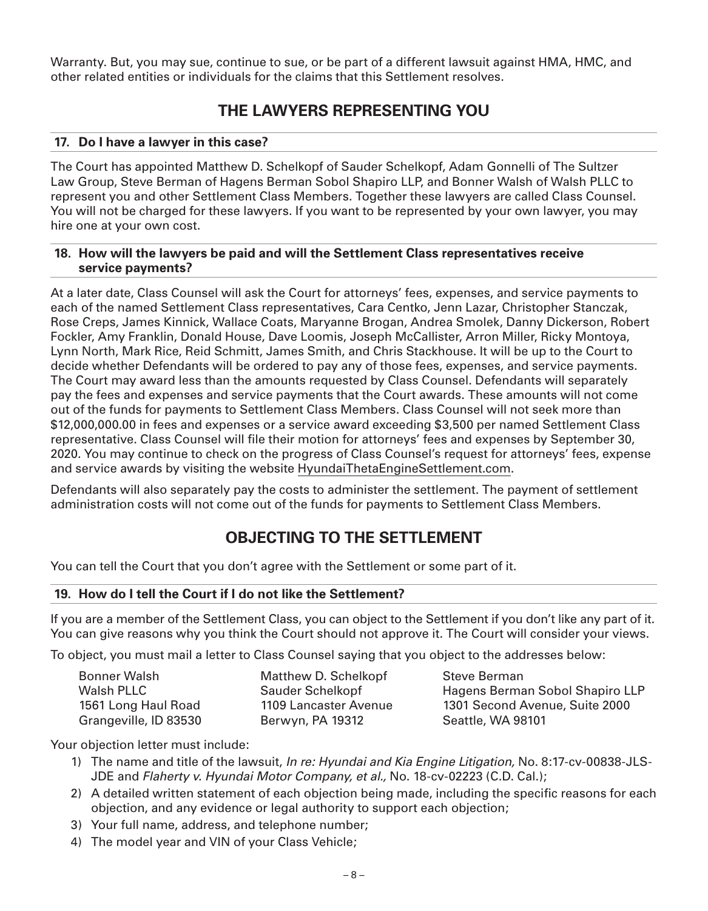Warranty. But, you may sue, continue to sue, or be part of a different lawsuit against HMA, HMC, and other related entities or individuals for the claims that this Settlement resolves.

## THE LAWYERS REPRESENTING YOU

### 17. Do I have a lawyer in this case?

The Court has appointed Matthew D. Schelkopf of Sauder Schelkopf, Adam Gonnelli of The Sultzer Law Group, Steve Berman of Hagens Berman Sobol Shapiro LLP, and Bonner Walsh of Walsh PLLC to represent you and other Settlement Class Members. Together these lawyers are called Class Counsel. You will not be charged for these lawyers. If you want to be represented by your own lawyer, you may hire one at your own cost.

### 18. How will the lawyers be paid and will the Settlement Class representatives receive service payments?

At a later date, Class Counsel will ask the Court for attorneys' fees, expenses, and service payments to each of the named Settlement Class representatives, Cara Centko, Jenn Lazar, Christopher Stanczak, Rose Creps, James Kinnick, Wallace Coats, Maryanne Brogan, Andrea Smolek, Danny Dickerson, Robert Fockler, Amy Franklin, Donald House, Dave Loomis, Joseph McCallister, Arron Miller, Ricky Montoya, Lynn North, Mark Rice, Reid Schmitt, James Smith, and Chris Stackhouse. It will be up to the Court to decide whether Defendants will be ordered to pay any of those fees, expenses, and service payments. The Court may award less than the amounts requested by Class Counsel. Defendants will separately pay the fees and expenses and service payments that the Court awards. These amounts will not come out of the funds for payments to Settlement Class Members. Class Counsel will not seek more than $12,000,000.00 in fees and expenses or a service award exceeding $3,500 per named Settlement Class representative. Class Counsel will file their motion for attorneys' fees and expenses by September 30, 2020. You may continue to check on the progress of Class Counsel's request for attorneys' fees, expense and service awards by visiting the website HyundaiThetaEngineSettlement.com.

Defendants will also separately pay the costs to administer the settlement. The payment of settlement administration costs will not come out of the funds for payments to Settlement Class Members.

## OBJECTING TO THE SETTLEMENT

You can tell the Court that you don't agree with the Settlement or some part of it.

### 19. How do I tell the Court if I do not like the Settlement?

If you are a member of the Settlement Class, you can object to the Settlement if you don't like any part of it. You can give reasons why you think the Court should not approve it. The Court will consider your views.

To object, you must mail a letter to Class Counsel saying that you object to the addresses below:

Bonner Walsh
Walsh PLLC
1561 Long Haul Road
Grangeville, ID 83530

Matthew D. Schelkopf
Sauder Schelkopf
1109 Lancaster Avenue
Berwyn, PA 19312

Steve Berman
Hagens Berman Sobol Shapiro LLP
1301 Second Avenue, Suite 2000
Seattle, WA 98101

Your objection letter must include:

1) The name and title of the lawsuit, *In re: Hyundai and Kia Engine Litigation,* No. 8:17-cv-00838-JLS-JDE and *Flaherty v. Hyundai Motor Company, et al.,* No. 18-cv-02223 (C.D. Cal.);
2) A detailed written statement of each objection being made, including the specific reasons for each objection, and any evidence or legal authority to support each objection;
3) Your full name, address, and telephone number;
4) The model year and VIN of your Class Vehicle;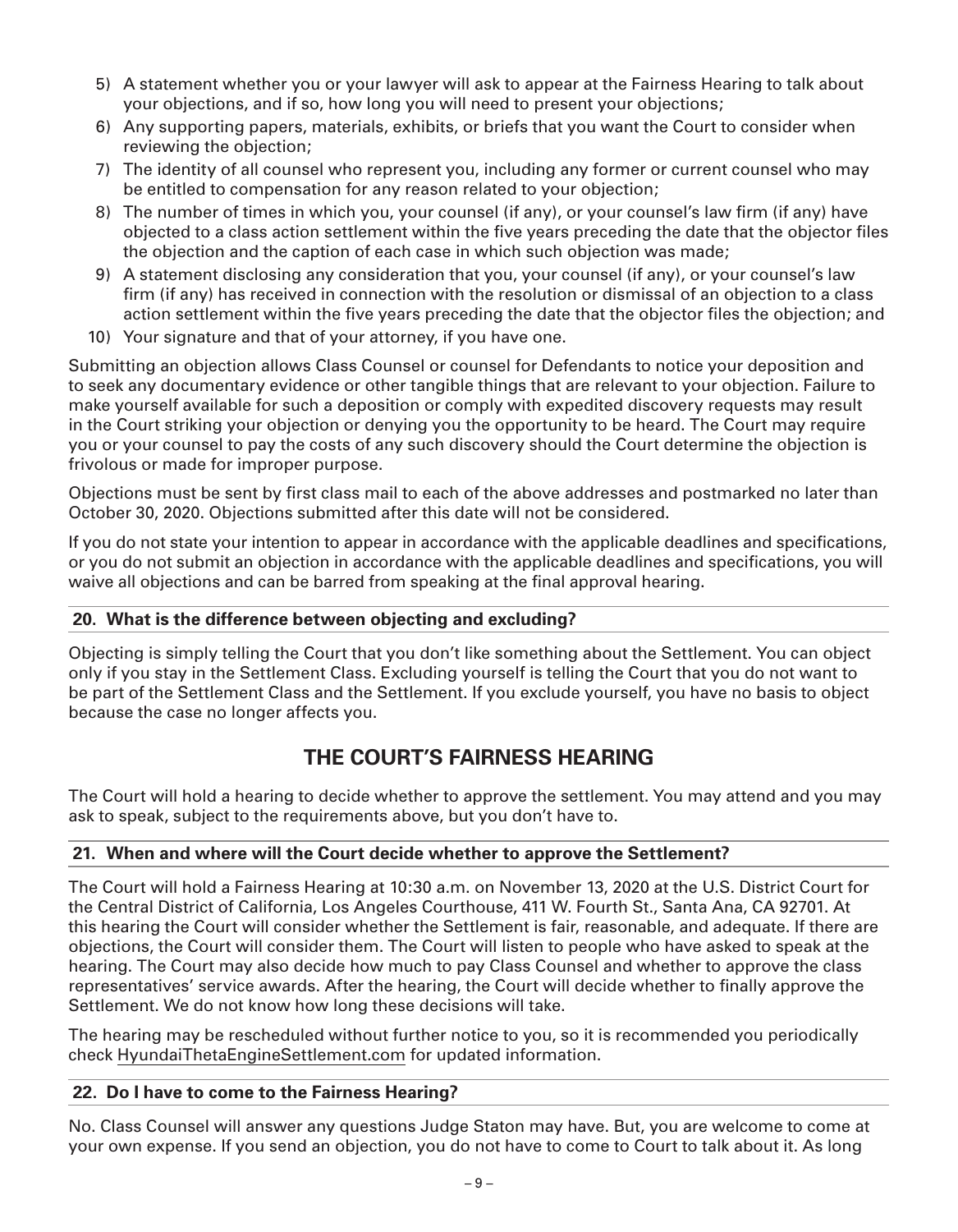5) A statement whether you or your lawyer will ask to appear at the Fairness Hearing to talk about your objections, and if so, how long you will need to present your objections;
6) Any supporting papers, materials, exhibits, or briefs that you want the Court to consider when reviewing the objection;
7) The identity of all counsel who represent you, including any former or current counsel who may be entitled to compensation for any reason related to your objection;
8) The number of times in which you, your counsel (if any), or your counsel's law firm (if any) have objected to a class action settlement within the five years preceding the date that the objector files the objection and the caption of each case in which such objection was made;
9) A statement disclosing any consideration that you, your counsel (if any), or your counsel's law firm (if any) has received in connection with the resolution or dismissal of an objection to a class action settlement within the five years preceding the date that the objector files the objection; and
10) Your signature and that of your attorney, if you have one.

Submitting an objection allows Class Counsel or counsel for Defendants to notice your deposition and to seek any documentary evidence or other tangible things that are relevant to your objection. Failure to make yourself available for such a deposition or comply with expedited discovery requests may result in the Court striking your objection or denying you the opportunity to be heard. The Court may require you or your counsel to pay the costs of any such discovery should the Court determine the objection is frivolous or made for improper purpose.

Objections must be sent by first class mail to each of the above addresses and postmarked no later than October 30, 2020. Objections submitted after this date will not be considered.

If you do not state your intention to appear in accordance with the applicable deadlines and specifications, or you do not submit an objection in accordance with the applicable deadlines and specifications, you will waive all objections and can be barred from speaking at the final approval hearing.

### 20. What is the difference between objecting and excluding?

Objecting is simply telling the Court that you don't like something about the Settlement. You can object only if you stay in the Settlement Class. Excluding yourself is telling the Court that you do not want to be part of the Settlement Class and the Settlement. If you exclude yourself, you have no basis to object because the case no longer affects you.

## THE COURT'S FAIRNESS HEARING

The Court will hold a hearing to decide whether to approve the settlement. You may attend and you may ask to speak, subject to the requirements above, but you don't have to.

### 21. When and where will the Court decide whether to approve the Settlement?

The Court will hold a Fairness Hearing at 10:30 a.m. on November 13, 2020 at the U.S. District Court for the Central District of California, Los Angeles Courthouse, 411 W. Fourth St., Santa Ana, CA 92701. At this hearing the Court will consider whether the Settlement is fair, reasonable, and adequate. If there are objections, the Court will consider them. The Court will listen to people who have asked to speak at the hearing. The Court may also decide how much to pay Class Counsel and whether to approve the class representatives' service awards. After the hearing, the Court will decide whether to finally approve the Settlement. We do not know how long these decisions will take.

The hearing may be rescheduled without further notice to you, so it is recommended you periodically check HyundaiThetaEngineSettlement.com for updated information.

### 22. Do I have to come to the Fairness Hearing?

No. Class Counsel will answer any questions Judge Staton may have. But, you are welcome to come at your own expense. If you send an objection, you do not have to come to Court to talk about it. As long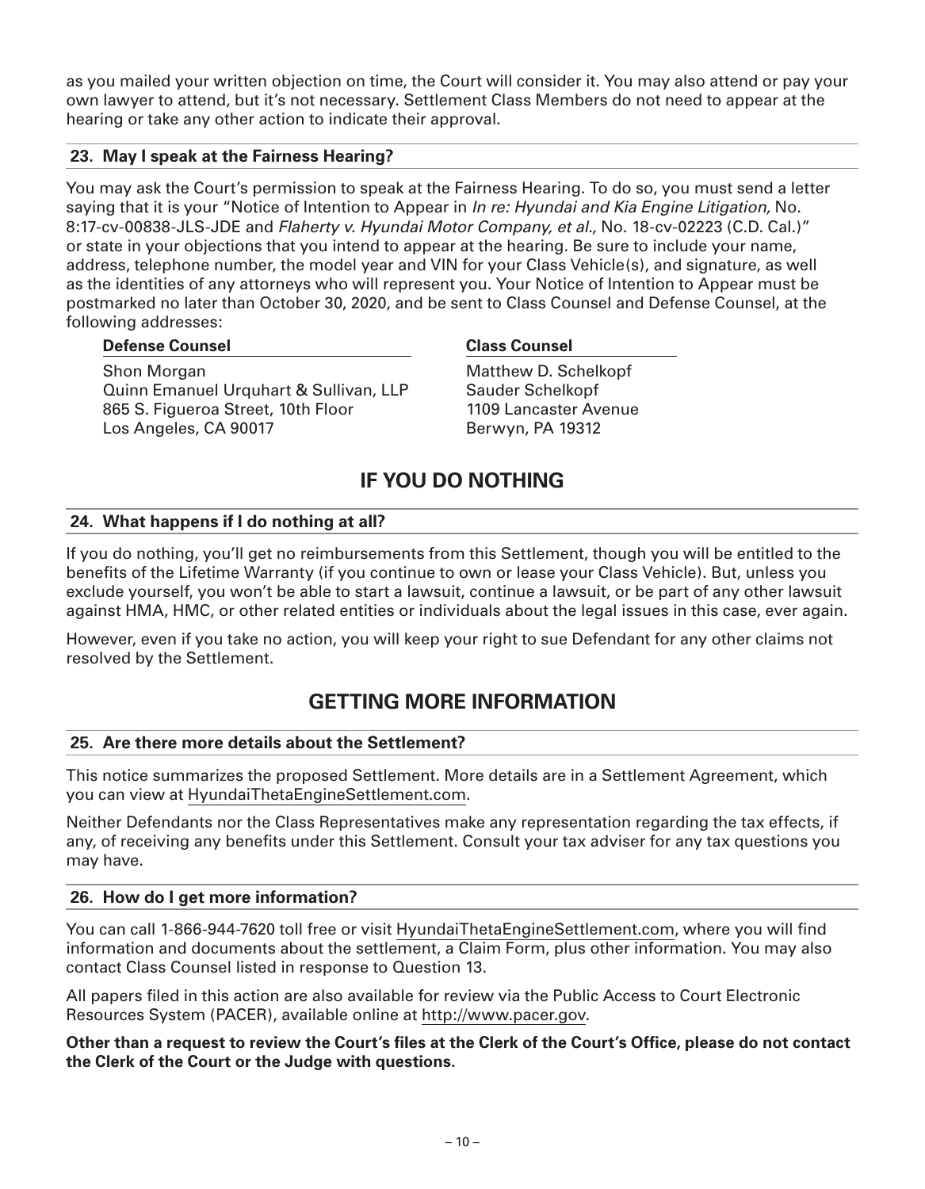as you mailed your written objection on time, the Court will consider it. You may also attend or pay your own lawyer to attend, but it's not necessary. Settlement Class Members do not need to appear at the hearing or take any other action to indicate their approval.

### 23. May I speak at the Fairness Hearing?

You may ask the Court's permission to speak at the Fairness Hearing. To do so, you must send a letter saying that it is your "Notice of Intention to Appear in *In re: Hyundai and Kia Engine Litigation,* No. 8:17-cv-00838-JLS-JDE and *Flaherty v. Hyundai Motor Company, et al.,* No. 18-cv-02223 (C.D. Cal.)" or state in your objections that you intend to appear at the hearing. Be sure to include your name, address, telephone number, the model year and VIN for your Class Vehicle(s), and signature, as well as the identities of any attorneys who will represent you. Your Notice of Intention to Appear must be postmarked no later than October 30, 2020, and be sent to Class Counsel and Defense Counsel, at the following addresses:

**Defense Counsel**

Shon Morgan
Quinn Emanuel Urquhart & Sullivan, LLP
865 S. Figueroa Street, 10th Floor
Los Angeles, CA 90017

**Class Counsel**

Matthew D. Schelkopf
Sauder Schelkopf
1109 Lancaster Avenue
Berwyn, PA 19312

## IF YOU DO NOTHING

### 24. What happens if I do nothing at all?

If you do nothing, you'll get no reimbursements from this Settlement, though you will be entitled to the benefits of the Lifetime Warranty (if you continue to own or lease your Class Vehicle). But, unless you exclude yourself, you won't be able to start a lawsuit, continue a lawsuit, or be part of any other lawsuit against HMA, HMC, or other related entities or individuals about the legal issues in this case, ever again.

However, even if you take no action, you will keep your right to sue Defendant for any other claims not resolved by the Settlement.

## GETTING MORE INFORMATION

### 25. Are there more details about the Settlement?

This notice summarizes the proposed Settlement. More details are in a Settlement Agreement, which you can view at HyundaiThetaEngineSettlement.com.

Neither Defendants nor the Class Representatives make any representation regarding the tax effects, if any, of receiving any benefits under this Settlement. Consult your tax adviser for any tax questions you may have.

### 26. How do I get more information?

You can call 1-866-944-7620 toll free or visit HyundaiThetaEngineSettlement.com, where you will find information and documents about the settlement, a Claim Form, plus other information. You may also contact Class Counsel listed in response to Question 13.

All papers filed in this action are also available for review via the Public Access to Court Electronic Resources System (PACER), available online at http://www.pacer.gov.

**Other than a request to review the Court's files at the Clerk of the Court's Office, please do not contact the Clerk of the Court or the Judge with questions.**